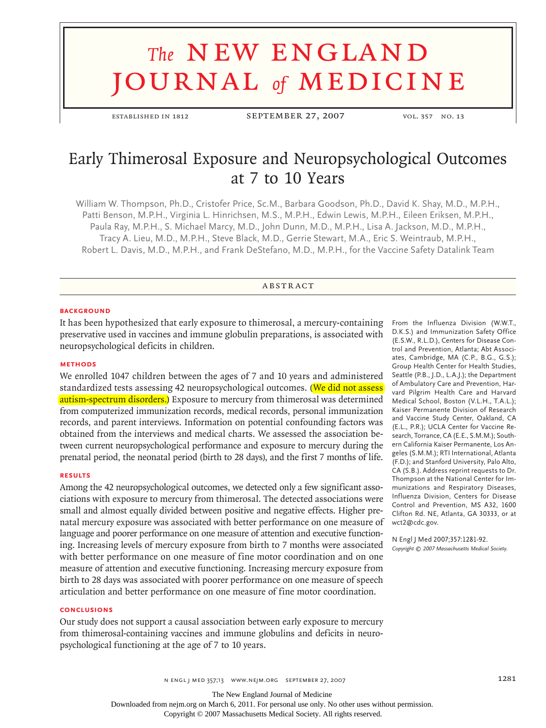# Early Thimerosal Exposure and Neuropsychological Outcomes at 7 to 10 Years

William W. Thompson, Ph.D., Cristofer Price, Sc.M., Barbara Goodson, Ph.D., David K. Shay, M.D., M.P.H., Patti Benson, M.P.H., Virginia L. Hinrichsen, M.S., M.P.H., Edwin Lewis, M.P.H., Eileen Eriksen, M.P.H., Paula Ray, M.P.H., S. Michael Marcy, M.D., John Dunn, M.D., M.P.H., Lisa A. Jackson, M.D., M.P.H., Tracy A. Lieu, M.D., M.P.H., Steve Black, M.D., Gerrie Stewart, M.A., Eric S. Weintraub, M.P.H., Robert L. Davis, M.D., M.P.H., and Frank DeStefano, M.D., M.P.H., for the Vaccine Safety Datalink Team

## ABSTRACT

### BACKGROUND

It has been hypothesized that early exposure to thimerosal, a mercury-containing preservative used in vaccines and immune globulin preparations, is associated with neuropsychological deficits in children.

### METHODS

We enrolled 1047 children between the ages of 7 and 10 years and administered standardized tests assessing 42 neuropsychological outcomes. (We did not assess autism-spectrum disorders.) Exposure to mercury from thimerosal was determined from computerized immunization records, medical records, personal immunization records, and parent interviews. Information on potential confounding factors was obtained from the interviews and medical charts. We assessed the association between current neuropsychological performance and exposure to mercury during the prenatal period, the neonatal period (birth to 28 days), and the first 7 months of life.

### RESULTS

Among the 42 neuropsychological outcomes, we detected only a few significant associations with exposure to mercury from thimerosal. The detected associations were small and almost equally divided between positive and negative effects. Higher prenatal mercury exposure was associated with better performance on one measure of language and poorer performance on one measure of attention and executive functioning. Increasing levels of mercury exposure from birth to 7 months were associated with better performance on one measure of fine motor coordination and on one measure of attention and executive functioning. Increasing mercury exposure from birth to 28 days was associated with poorer performance on one measure of speech articulation and better performance on one measure of fine motor coordination.

### CONCLUSIONS

Our study does not support a causal association between early exposure to mercury from thimerosal-containing vaccines and immune globulins and deficits in neuropsychological functioning at the age of 7 to 10 years.

From the Influenza Division (W.W.T., D.K.S.) and Immunization Safety Office (E.S.W., R.L.D.), Centers for Disease Control and Prevention, Atlanta; Abt Associates, Cambridge, MA (C.P., B.G., G.S.); Group Health Center for Health Studies, Seattle (P.B., J.D., L.A.J.); the Department of Ambulatory Care and Prevention, Harvard Pilgrim Health Care and Harvard Medical School, Boston (V.L.H., T.A.L.); Kaiser Permanente Division of Research and Vaccine Study Center, Oakland, CA (E.L., P.R.); UCLA Center for Vaccine Research, Torrance, CA (E.E., S.M.M.); Southern California Kaiser Permanente, Los Angeles (S.M.M.); RTI International, Atlanta (F.D.); and Stanford University, Palo Alto, CA (S.B.). Address reprint requests to Dr. Thompson at the National Center for Immunizations and Respiratory Diseases, Influenza Division, Centers for Disease Control and Prevention, MS A32, 1600 Clifton Rd. NE, Atlanta, GA 30333, or at wct2@cdc.gov.

N Engl J Med 2007;357:1281-92.
*Copyright © 2007 Massachusetts Medical Society.*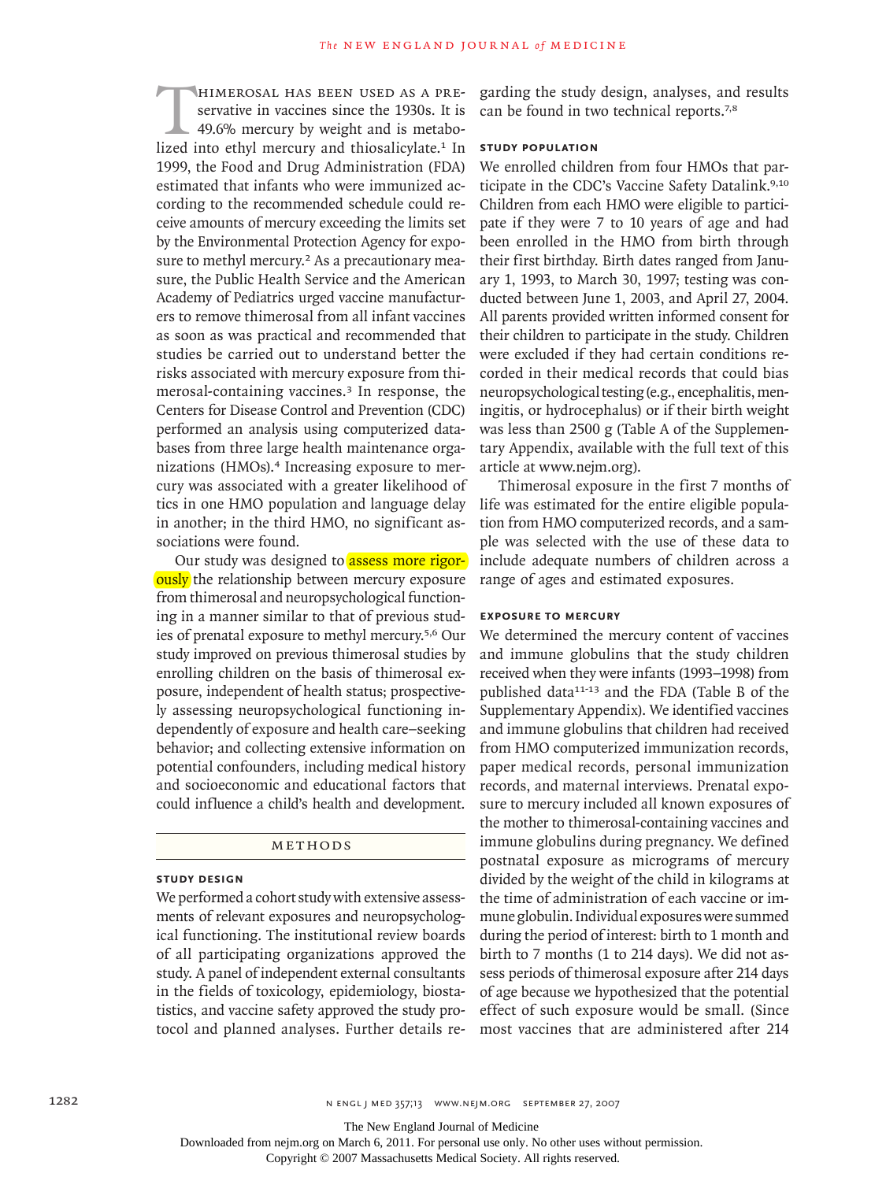Thimerosal has been used as a preservative in vaccines since the 1930s. It is 49.6% mercury by weight and is metabolized into ethyl mercury and thiosalicylate.[1] In 1999, the Food and Drug Administration (FDA) estimated that infants who were immunized according to the recommended schedule could receive amounts of mercury exceeding the limits set by the Environmental Protection Agency for exposure to methyl mercury.[2] As a precautionary measure, the Public Health Service and the American Academy of Pediatrics urged vaccine manufacturers to remove thimerosal from all infant vaccines as soon as was practical and recommended that studies be carried out to understand better the risks associated with mercury exposure from thimerosal-containing vaccines.[3] In response, the Centers for Disease Control and Prevention (CDC) performed an analysis using computerized databases from three large health maintenance organizations (HMOs).[4] Increasing exposure to mercury was associated with a greater likelihood of tics in one HMO population and language delay in another; in the third HMO, no significant associations were found.

Our study was designed to assess more rigorously the relationship between mercury exposure from thimerosal and neuropsychological functioning in a manner similar to that of previous studies of prenatal exposure to methyl mercury.[5,6] Our study improved on previous thimerosal studies by enrolling children on the basis of thimerosal exposure, independent of health status; prospectively assessing neuropsychological functioning independently of exposure and health care–seeking behavior; and collecting extensive information on potential confounders, including medical history and socioeconomic and educational factors that could influence a child's health and development.

## METHODS

### STUDY DESIGN

We performed a cohort study with extensive assessments of relevant exposures and neuropsychological functioning. The institutional review boards of all participating organizations approved the study. A panel of independent external consultants in the fields of toxicology, epidemiology, biostatistics, and vaccine safety approved the study protocol and planned analyses. Further details regarding the study design, analyses, and results can be found in two technical reports.[7,8]

### STUDY POPULATION

We enrolled children from four HMOs that participate in the CDC's Vaccine Safety Datalink.[9,10] Children from each HMO were eligible to participate if they were 7 to 10 years of age and had been enrolled in the HMO from birth through their first birthday. Birth dates ranged from January 1, 1993, to March 30, 1997; testing was conducted between June 1, 2003, and April 27, 2004. All parents provided written informed consent for their children to participate in the study. Children were excluded if they had certain conditions recorded in their medical records that could bias neuropsychological testing (e.g., encephalitis, meningitis, or hydrocephalus) or if their birth weight was less than 2500 g (Table A of the Supplementary Appendix, available with the full text of this article at www.nejm.org).

Thimerosal exposure in the first 7 months of life was estimated for the entire eligible population from HMO computerized records, and a sample was selected with the use of these data to include adequate numbers of children across a range of ages and estimated exposures.

### EXPOSURE TO MERCURY

We determined the mercury content of vaccines and immune globulins that the study children received when they were infants (1993–1998) from published data[11-13] and the FDA (Table B of the Supplementary Appendix). We identified vaccines and immune globulins that children had received from HMO computerized immunization records, paper medical records, personal immunization records, and maternal interviews. Prenatal exposure to mercury included all known exposures of the mother to thimerosal-containing vaccines and immune globulins during pregnancy. We defined postnatal exposure as micrograms of mercury divided by the weight of the child in kilograms at the time of administration of each vaccine or immune globulin. Individual exposures were summed during the period of interest: birth to 1 month and birth to 7 months (1 to 214 days). We did not assess periods of thimerosal exposure after 214 days of age because we hypothesized that the potential effect of such exposure would be small. (Since most vaccines that are administered after 214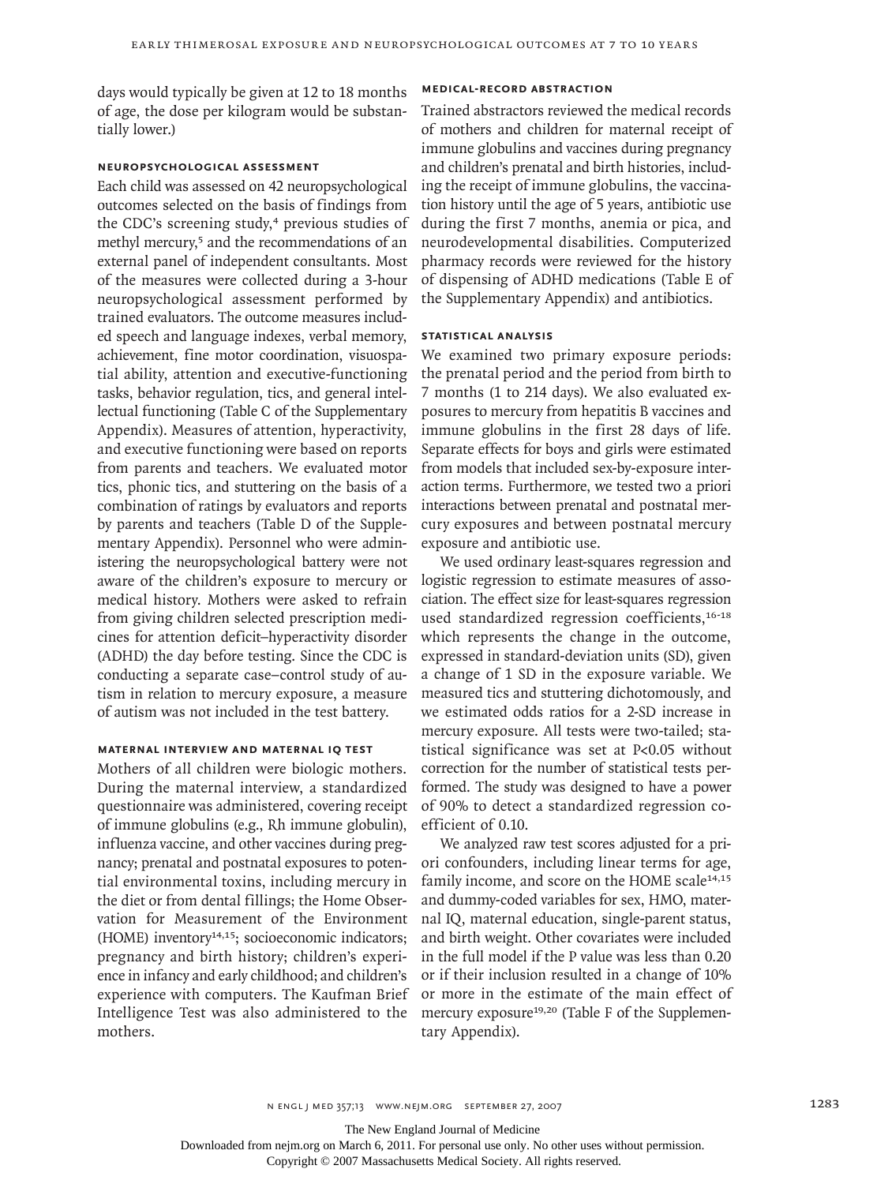days would typically be given at 12 to 18 months of age, the dose per kilogram would be substantially lower.)

### NEUROPSYCHOLOGICAL ASSESSMENT

Each child was assessed on 42 neuropsychological outcomes selected on the basis of findings from the CDC's screening study,[4] previous studies of methyl mercury,[5] and the recommendations of an external panel of independent consultants. Most of the measures were collected during a 3-hour neuropsychological assessment performed by trained evaluators. The outcome measures included speech and language indexes, verbal memory, achievement, fine motor coordination, visuospatial ability, attention and executive-functioning tasks, behavior regulation, tics, and general intellectual functioning (Table C of the Supplementary Appendix). Measures of attention, hyperactivity, and executive functioning were based on reports from parents and teachers. We evaluated motor tics, phonic tics, and stuttering on the basis of a combination of ratings by evaluators and reports by parents and teachers (Table D of the Supplementary Appendix). Personnel who were administering the neuropsychological battery were not aware of the children's exposure to mercury or medical history. Mothers were asked to refrain from giving children selected prescription medicines for attention deficit–hyperactivity disorder (ADHD) the day before testing. Since the CDC is conducting a separate case–control study of autism in relation to mercury exposure, a measure of autism was not included in the test battery.

### MATERNAL INTERVIEW AND MATERNAL IQ TEST

Mothers of all children were biologic mothers. During the maternal interview, a standardized questionnaire was administered, covering receipt of immune globulins (e.g., Rh immune globulin), influenza vaccine, and other vaccines during pregnancy; prenatal and postnatal exposures to potential environmental toxins, including mercury in the diet or from dental fillings; the Home Observation for Measurement of the Environment (HOME) inventory[14,15]; socioeconomic indicators; pregnancy and birth history; children's experience in infancy and early childhood; and children's experience with computers. The Kaufman Brief Intelligence Test was also administered to the mothers.

### MEDICAL-RECORD ABSTRACTION

Trained abstractors reviewed the medical records of mothers and children for maternal receipt of immune globulins and vaccines during pregnancy and children's prenatal and birth histories, including the receipt of immune globulins, the vaccination history until the age of 5 years, antibiotic use during the first 7 months, anemia or pica, and neurodevelopmental disabilities. Computerized pharmacy records were reviewed for the history of dispensing of ADHD medications (Table E of the Supplementary Appendix) and antibiotics.

### STATISTICAL ANALYSIS

We examined two primary exposure periods: the prenatal period and the period from birth to 7 months (1 to 214 days). We also evaluated exposures to mercury from hepatitis B vaccines and immune globulins in the first 28 days of life. Separate effects for boys and girls were estimated from models that included sex-by-exposure interaction terms. Furthermore, we tested two a priori interactions between prenatal and postnatal mercury exposures and between postnatal mercury exposure and antibiotic use.

We used ordinary least-squares regression and logistic regression to estimate measures of association. The effect size for least-squares regression used standardized regression coefficients,[16-18] which represents the change in the outcome, expressed in standard-deviation units (SD), given a change of 1 SD in the exposure variable. We measured tics and stuttering dichotomously, and we estimated odds ratios for a 2-SD increase in mercury exposure. All tests were two-tailed; statistical significance was set at $P<0.05$ without correction for the number of statistical tests performed. The study was designed to have a power of 90% to detect a standardized regression coefficient of 0.10.

We analyzed raw test scores adjusted for a priori confounders, including linear terms for age, family income, and score on the HOME scale[14,15] and dummy-coded variables for sex, HMO, maternal IQ, maternal education, single-parent status, and birth weight. Other covariates were included in the full model if the P value was less than 0.20 or if their inclusion resulted in a change of 10% or more in the estimate of the main effect of mercury exposure[19,20] (Table F of the Supplementary Appendix).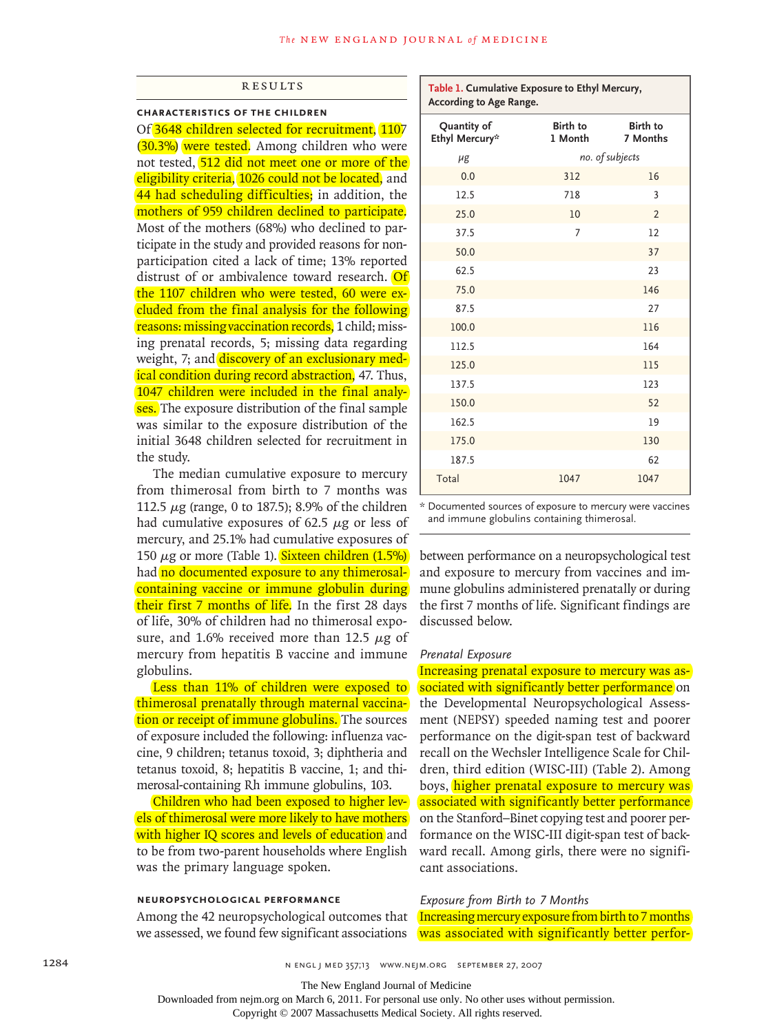## RESULTS

### CHARACTERISTICS OF THE CHILDREN

Of 3648 children selected for recruitment, 1107 (30.3%) were tested. Among children who were not tested, 512 did not meet one or more of the eligibility criteria, 1026 could not be located, and 44 had scheduling difficulties; in addition, the mothers of 959 children declined to participate. Most of the mothers (68%) who declined to participate in the study and provided reasons for nonparticipation cited a lack of time; 13% reported distrust of or ambivalence toward research. Of the 1107 children who were tested, 60 were excluded from the final analysis for the following reasons: missing vaccination records, 1 child; missing prenatal records, 5; missing data regarding weight, 7; and discovery of an exclusionary medical condition during record abstraction, 47. Thus, 1047 children were included in the final analyses. The exposure distribution of the final sample was similar to the exposure distribution of the initial 3648 children selected for recruitment in the study.

The median cumulative exposure to mercury from thimerosal from birth to 7 months was 112.5 μg (range, 0 to 187.5); 8.9% of the children had cumulative exposures of 62.5 μg or less of mercury, and 25.1% had cumulative exposures of 150 μg or more (Table 1). Sixteen children (1.5%) had no documented exposure to any thimerosal-containing vaccine or immune globulin during their first 7 months of life. In the first 28 days of life, 30% of children had no thimerosal exposure, and 1.6% received more than 12.5 μg of mercury from hepatitis B vaccine and immune globulins.

Less than 11% of children were exposed to thimerosal prenatally through maternal vaccination or receipt of immune globulins. The sources of exposure included the following: influenza vaccine, 9 children; tetanus toxoid, 3; diphtheria and tetanus toxoid, 8; hepatitis B vaccine, 1; and thimerosal-containing Rh immune globulins, 103.

Children who had been exposed to higher levels of thimerosal were more likely to have mothers with higher IQ scores and levels of education and to be from two-parent households where English was the primary language spoken.

**Table 1. Cumulative Exposure to Ethyl Mercury, According to Age Range.**

| Quantity of Ethyl Mercury* | Birth to 1 Month | Birth to 7 Months |
|---|---|---|
| *μg* | *no. of subjects* | |
| 0.0 | 312 | 16 |
| 12.5 | 718 | 3 |
| 25.0 | 10 | 2 |
| 37.5 | 7 | 12 |
| 50.0 | | 37 |
| 62.5 | | 23 |
| 75.0 | | 146 |
| 87.5 | | 27 |
| 100.0 | | 116 |
| 112.5 | | 164 |
| 125.0 | | 115 |
| 137.5 | | 123 |
| 150.0 | | 52 |
| 162.5 | | 19 |
| 175.0 | | 130 |
| 187.5 | | 62 |
| Total | 1047 | 1047 |

\* Documented sources of exposure to mercury were vaccines and immune globulins containing thimerosal.

### NEUROPSYCHOLOGICAL PERFORMANCE

Among the 42 neuropsychological outcomes that we assessed, we found few significant associations between performance on a neuropsychological test and exposure to mercury from vaccines and immune globulins administered prenatally or during the first 7 months of life. Significant findings are discussed below.

#### *Prenatal Exposure*

Increasing prenatal exposure to mercury was associated with significantly better performance on the Developmental Neuropsychological Assessment (NEPSY) speeded naming test and poorer performance on the digit-span test of backward recall on the Wechsler Intelligence Scale for Children, third edition (WISC-III) (Table 2). Among boys, higher prenatal exposure to mercury was associated with significantly better performance on the Stanford–Binet copying test and poorer performance on the WISC-III digit-span test of backward recall. Among girls, there were no significant associations.

#### *Exposure from Birth to 7 Months*

Increasing mercury exposure from birth to 7 months was associated with significantly better perfor-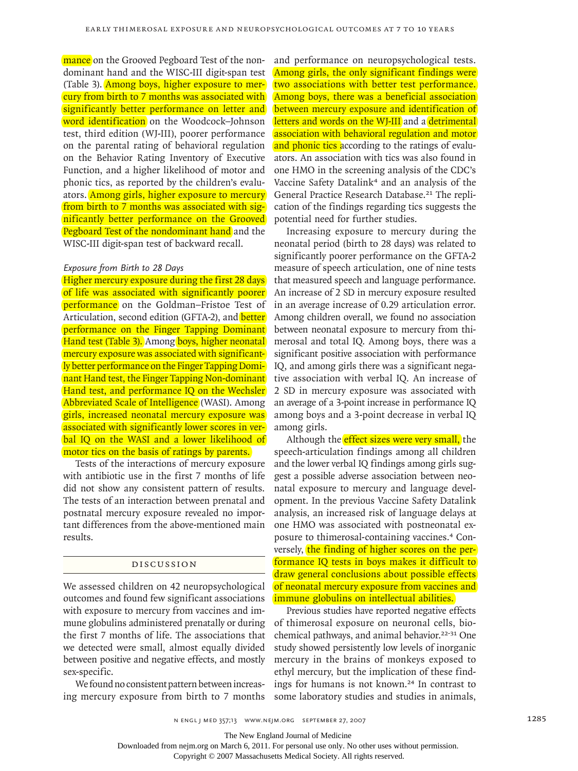mance on the Grooved Pegboard Test of the nondominant hand and the WISC-III digit-span test (Table 3). Among boys, higher exposure to mercury from birth to 7 months was associated with significantly better performance on letter and word identification on the Woodcock–Johnson test, third edition (WJ-III), poorer performance on the parental rating of behavioral regulation on the Behavior Rating Inventory of Executive Function, and a higher likelihood of motor and phonic tics, as reported by the children's evaluators. Among girls, higher exposure to mercury from birth to 7 months was associated with significantly better performance on the Grooved Pegboard Test of the nondominant hand and the WISC-III digit-span test of backward recall.

*Exposure from Birth to 28 Days*

Higher mercury exposure during the first 28 days of life was associated with significantly poorer performance on the Goldman–Fristoe Test of Articulation, second edition (GFTA-2), and better performance on the Finger Tapping Dominant Hand test (Table 3). Among boys, higher neonatal mercury exposure was associated with significantly better performance on the Finger Tapping Dominant Hand test, the Finger Tapping Non-dominant Hand test, and performance IQ on the Wechsler Abbreviated Scale of Intelligence (WASI). Among girls, increased neonatal mercury exposure was associated with significantly lower scores in verbal IQ on the WASI and a lower likelihood of motor tics on the basis of ratings by parents.

Tests of the interactions of mercury exposure with antibiotic use in the first 7 months of life did not show any consistent pattern of results. The tests of an interaction between prenatal and postnatal mercury exposure revealed no important differences from the above-mentioned main results.

## DISCUSSION

We assessed children on 42 neuropsychological outcomes and found few significant associations with exposure to mercury from vaccines and immune globulins administered prenatally or during the first 7 months of life. The associations that we detected were small, almost equally divided between positive and negative effects, and mostly sex-specific.

We found no consistent pattern between increasing mercury exposure from birth to 7 months and performance on neuropsychological tests. Among girls, the only significant findings were two associations with better test performance. Among boys, there was a beneficial association between mercury exposure and identification of letters and words on the WJ-III and a detrimental association with behavioral regulation and motor and phonic tics according to the ratings of evaluators. An association with tics was also found in one HMO in the screening analysis of the CDC's Vaccine Safety Datalink[4] and an analysis of the General Practice Research Database.[21] The replication of the findings regarding tics suggests the potential need for further studies.

Increasing exposure to mercury during the neonatal period (birth to 28 days) was related to significantly poorer performance on the GFTA-2 measure of speech articulation, one of nine tests that measured speech and language performance. An increase of 2 SD in mercury exposure resulted in an average increase of 0.29 articulation error. Among children overall, we found no association between neonatal exposure to mercury from thimerosal and total IQ. Among boys, there was a significant positive association with performance IQ, and among girls there was a significant negative association with verbal IQ. An increase of 2 SD in mercury exposure was associated with an average of a 3-point increase in performance IQ among boys and a 3-point decrease in verbal IQ among girls.

Although the effect sizes were very small, the speech-articulation findings among all children and the lower verbal IQ findings among girls suggest a possible adverse association between neonatal exposure to mercury and language development. In the previous Vaccine Safety Datalink analysis, an increased risk of language delays at one HMO was associated with postneonatal exposure to thimerosal-containing vaccines.[4] Conversely, the finding of higher scores on the performance IQ tests in boys makes it difficult to draw general conclusions about possible effects of neonatal mercury exposure from vaccines and immune globulins on intellectual abilities.

Previous studies have reported negative effects of thimerosal exposure on neuronal cells, biochemical pathways, and animal behavior.[22-31] One study showed persistently low levels of inorganic mercury in the brains of monkeys exposed to ethyl mercury, but the implication of these findings for humans is not known.[24] In contrast to some laboratory studies and studies in animals,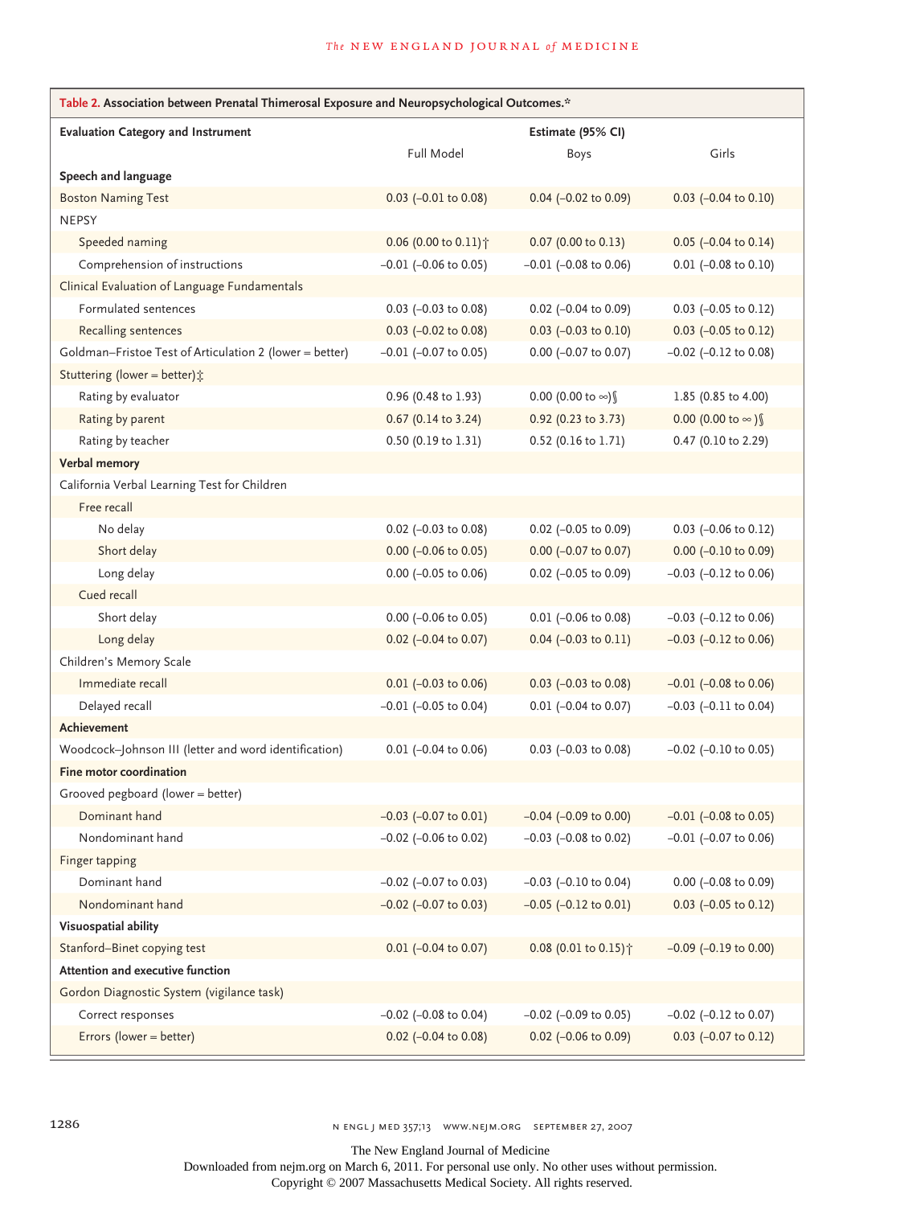**Table 2. Association between Prenatal Thimerosal Exposure and Neuropsychological Outcomes.***

| Evaluation Category and Instrument | Estimate (95% CI) | | |
|---|---|---|---|
| | Full Model | Boys | Girls |
| **Speech and language** | | | |
| Boston Naming Test | 0.03 (−0.01 to 0.08) | 0.04 (−0.02 to 0.09) | 0.03 (−0.04 to 0.10) |
| NEPSY | | | |
| Speeded naming | 0.06 (0.00 to 0.11)† | 0.07 (0.00 to 0.13) | 0.05 (−0.04 to 0.14) |
| Comprehension of instructions | −0.01 (−0.06 to 0.05) | −0.01 (−0.08 to 0.06) | 0.01 (−0.08 to 0.10) |
| Clinical Evaluation of Language Fundamentals | | | |
| Formulated sentences | 0.03 (−0.03 to 0.08) | 0.02 (−0.04 to 0.09) | 0.03 (−0.05 to 0.12) |
| Recalling sentences | 0.03 (−0.02 to 0.08) | 0.03 (−0.03 to 0.10) | 0.03 (−0.05 to 0.12) |
| Goldman–Fristoe Test of Articulation 2 (lower = better) | −0.01 (−0.07 to 0.05) | 0.00 (−0.07 to 0.07) | −0.02 (−0.12 to 0.08) |
| Stuttering (lower = better)‡ | | | |
| Rating by evaluator | 0.96 (0.48 to 1.93) | 0.00 (0.00 to ∞)§ | 1.85 (0.85 to 4.00) |
| Rating by parent | 0.67 (0.14 to 3.24) | 0.92 (0.23 to 3.73) | 0.00 (0.00 to ∞)§ |
| Rating by teacher | 0.50 (0.19 to 1.31) | 0.52 (0.16 to 1.71) | 0.47 (0.10 to 2.29) |
| **Verbal memory** | | | |
| California Verbal Learning Test for Children | | | |
| Free recall | | | |
| No delay | 0.02 (−0.03 to 0.08) | 0.02 (−0.05 to 0.09) | 0.03 (−0.06 to 0.12) |
| Short delay | 0.00 (−0.06 to 0.05) | 0.00 (−0.07 to 0.07) | 0.00 (−0.10 to 0.09) |
| Long delay | 0.00 (−0.05 to 0.06) | 0.02 (−0.05 to 0.09) | −0.03 (−0.12 to 0.06) |
| Cued recall | | | |
| Short delay | 0.00 (−0.06 to 0.05) | 0.01 (−0.06 to 0.08) | −0.03 (−0.12 to 0.06) |
| Long delay | 0.02 (−0.04 to 0.07) | 0.04 (−0.03 to 0.11) | −0.03 (−0.12 to 0.06) |
| Children's Memory Scale | | | |
| Immediate recall | 0.01 (−0.03 to 0.06) | 0.03 (−0.03 to 0.08) | −0.01 (−0.08 to 0.06) |
| Delayed recall | −0.01 (−0.05 to 0.04) | 0.01 (−0.04 to 0.07) | −0.03 (−0.11 to 0.04) |
| **Achievement** | | | |
| Woodcock–Johnson III (letter and word identification) | 0.01 (−0.04 to 0.06) | 0.03 (−0.03 to 0.08) | −0.02 (−0.10 to 0.05) |
| **Fine motor coordination** | | | |
| Grooved pegboard (lower = better) | | | |
| Dominant hand | −0.03 (−0.07 to 0.01) | −0.04 (−0.09 to 0.00) | −0.01 (−0.08 to 0.05) |
| Nondominant hand | −0.02 (−0.06 to 0.02) | −0.03 (−0.08 to 0.02) | −0.01 (−0.07 to 0.06) |
| Finger tapping | | | |
| Dominant hand | −0.02 (−0.07 to 0.03) | −0.03 (−0.10 to 0.04) | 0.00 (−0.08 to 0.09) |
| Nondominant hand | −0.02 (−0.07 to 0.03) | −0.05 (−0.12 to 0.01) | 0.03 (−0.05 to 0.12) |
| **Visuospatial ability** | | | |
| Stanford–Binet copying test | 0.01 (−0.04 to 0.07) | 0.08 (0.01 to 0.15)† | −0.09 (−0.19 to 0.00) |
| **Attention and executive function** | | | |
| Gordon Diagnostic System (vigilance task) | | | |
| Correct responses | −0.02 (−0.08 to 0.04) | −0.02 (−0.09 to 0.05) | −0.02 (−0.12 to 0.07) |
| Errors (lower = better) | 0.02 (−0.04 to 0.08) | 0.02 (−0.06 to 0.09) | 0.03 (−0.07 to 0.12) |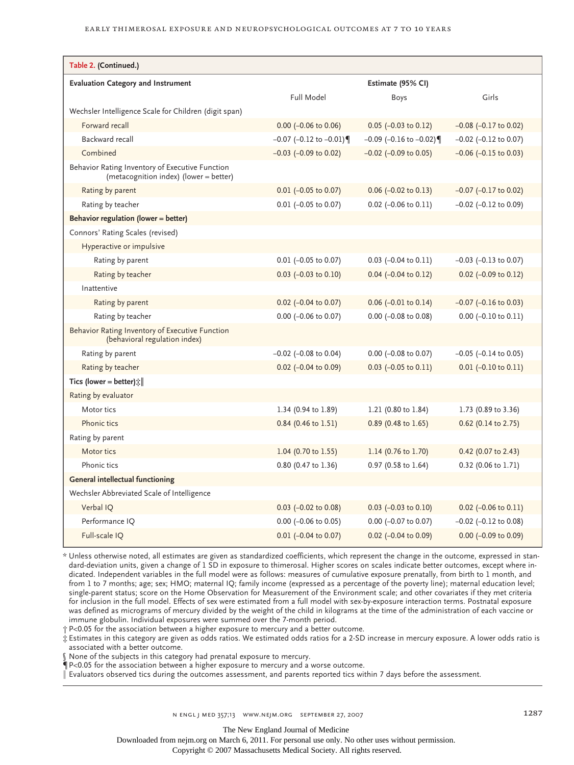**Table 2. (Continued.)**

| Evaluation Category and Instrument | Estimate (95% CI) | | |
|---|---|---|---|
| | Full Model | Boys | Girls |
| Wechsler Intelligence Scale for Children (digit span) | | | |
| Forward recall | 0.00 (−0.06 to 0.06) | 0.05 (−0.03 to 0.12) | −0.08 (−0.17 to 0.02) |
| Backward recall | −0.07 (−0.12 to −0.01)¶ | −0.09 (−0.16 to −0.02)¶ | −0.02 (−0.12 to 0.07) |
| Combined | −0.03 (−0.09 to 0.02) | −0.02 (−0.09 to 0.05) | −0.06 (−0.15 to 0.03) |
| Behavior Rating Inventory of Executive Function (metacognition index) (lower = better) | | | |
| Rating by parent | 0.01 (−0.05 to 0.07) | 0.06 (−0.02 to 0.13) | −0.07 (−0.17 to 0.02) |
| Rating by teacher | 0.01 (−0.05 to 0.07) | 0.02 (−0.06 to 0.11) | −0.02 (−0.12 to 0.09) |
| **Behavior regulation (lower = better)** | | | |
| Connors' Rating Scales (revised) | | | |
| Hyperactive or impulsive | | | |
| Rating by parent | 0.01 (−0.05 to 0.07) | 0.03 (−0.04 to 0.11) | −0.03 (−0.13 to 0.07) |
| Rating by teacher | 0.03 (−0.03 to 0.10) | 0.04 (−0.04 to 0.12) | 0.02 (−0.09 to 0.12) |
| Inattentive | | | |
| Rating by parent | 0.02 (−0.04 to 0.07) | 0.06 (−0.01 to 0.14) | −0.07 (−0.16 to 0.03) |
| Rating by teacher | 0.00 (−0.06 to 0.07) | 0.00 (−0.08 to 0.08) | 0.00 (−0.10 to 0.11) |
| Behavior Rating Inventory of Executive Function (behavioral regulation index) | | | |
| Rating by parent | −0.02 (−0.08 to 0.04) | 0.00 (−0.08 to 0.07) | −0.05 (−0.14 to 0.05) |
| Rating by teacher | 0.02 (−0.04 to 0.09) | 0.03 (−0.05 to 0.11) | 0.01 (−0.10 to 0.11) |
| **Tics (lower = better)**‡‖ | | | |
| Rating by evaluator | | | |
| Motor tics | 1.34 (0.94 to 1.89) | 1.21 (0.80 to 1.84) | 1.73 (0.89 to 3.36) |
| Phonic tics | 0.84 (0.46 to 1.51) | 0.89 (0.48 to 1.65) | 0.62 (0.14 to 2.75) |
| Rating by parent | | | |
| Motor tics | 1.04 (0.70 to 1.55) | 1.14 (0.76 to 1.70) | 0.42 (0.07 to 2.43) |
| Phonic tics | 0.80 (0.47 to 1.36) | 0.97 (0.58 to 1.64) | 0.32 (0.06 to 1.71) |
| **General intellectual functioning** | | | |
| Wechsler Abbreviated Scale of Intelligence | | | |
| Verbal IQ | 0.03 (−0.02 to 0.08) | 0.03 (−0.03 to 0.10) | 0.02 (−0.06 to 0.11) |
| Performance IQ | 0.00 (−0.06 to 0.05) | 0.00 (−0.07 to 0.07) | −0.02 (−0.12 to 0.08) |
| Full-scale IQ | 0.01 (−0.04 to 0.07) | 0.02 (−0.04 to 0.09) | 0.00 (−0.09 to 0.09) |

\* Unless otherwise noted, all estimates are given as standardized coefficients, which represent the change in the outcome, expressed in standard-deviation units, given a change of 1 SD in exposure to thimerosal. Higher scores on scales indicate better outcomes, except where indicated. Independent variables in the full model were as follows: measures of cumulative exposure prenatally, from birth to 1 month, and from 1 to 7 months; age; sex; HMO; maternal IQ; family income (expressed as a percentage of the poverty line); maternal education level; single-parent status; score on the Home Observation for Measurement of the Environment scale; and other covariates if they met criteria for inclusion in the full model. Effects of sex were estimated from a full model with sex-by-exposure interaction terms. Postnatal exposure was defined as micrograms of mercury divided by the weight of the child in kilograms at the time of the administration of each vaccine or immune globulin. Individual exposures were summed over the 7-month period.

† P<0.05 for the association between a higher exposure to mercury and a better outcome.

‡ Estimates in this category are given as odds ratios. We estimated odds ratios for a 2-SD increase in mercury exposure. A lower odds ratio is associated with a better outcome.

§ None of the subjects in this category had prenatal exposure to mercury.

¶ P<0.05 for the association between a higher exposure to mercury and a worse outcome.

‖ Evaluators observed tics during the outcomes assessment, and parents reported tics within 7 days before the assessment.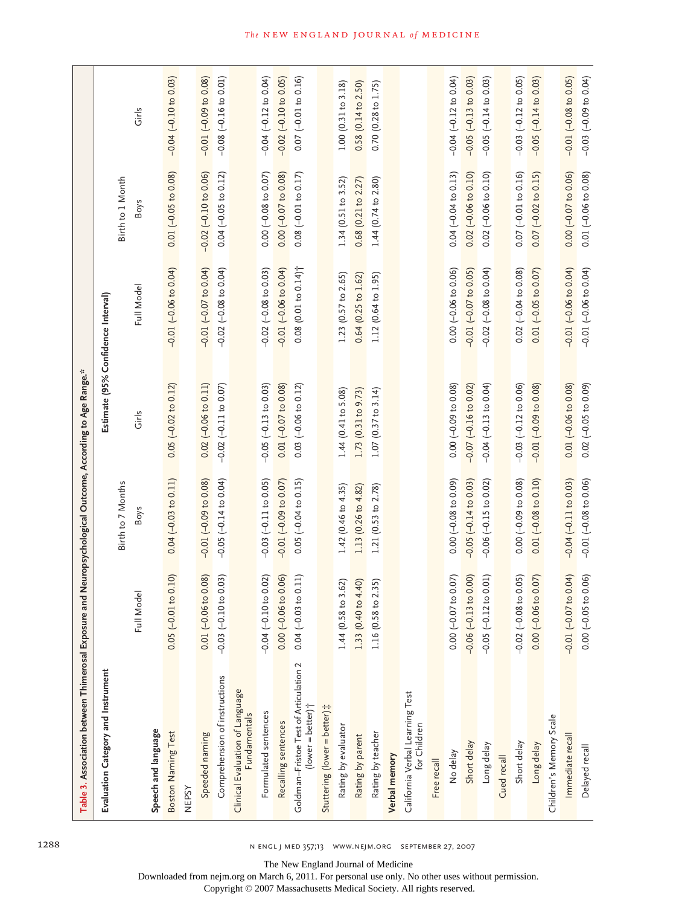Table 3. Association between Thimerosal Exposure and Neuropsychological Outcome, According to Age Range.*

| Evaluation Category and Instrument | Estimate (95% Confidence Interval) | | | | | |
|---|---|---|---|---|---|---|
| | Birth to 7 Months | | | Birth to 1 Month | | |
| | Full Model | Boys | Girls | Full Model | Boys | Girls |
| **Speech and language** | | | | | | |
| Boston Naming Test | 0.05 (−0.01 to 0.10) | 0.04 (−0.03 to 0.11) | 0.05 (−0.02 to 0.12) | −0.01 (−0.06 to 0.04) | 0.01 (−0.05 to 0.08) | −0.04 (−0.10 to 0.03) |
| NEPSY | | | | | | |
| Speeded naming | 0.01 (−0.06 to 0.08) | −0.01 (−0.09 to 0.08) | 0.02 (−0.06 to 0.11) | −0.01 (−0.07 to 0.04) | −0.02 (−0.10 to 0.06) | −0.01 (−0.09 to 0.08) |
| Comprehension of instructions | −0.03 (−0.10 to 0.03) | −0.05 (−0.14 to 0.04) | −0.02 (−0.11 to 0.07) | −0.02 (−0.08 to 0.04) | 0.04 (−0.05 to 0.12) | −0.08 (−0.16 to 0.01) |
| Clinical Evaluation of Language Fundamentals | | | | | | |
| Formulated sentences | −0.04 (−0.10 to 0.02) | −0.03 (−0.11 to 0.05) | −0.05 (−0.13 to 0.03) | −0.02 (−0.08 to 0.03) | 0.00 (−0.08 to 0.07) | −0.04 (−0.12 to 0.04) |
| Recalling sentences | 0.00 (−0.06 to 0.06) | −0.01 (−0.09 to 0.07) | 0.01 (−0.07 to 0.08) | −0.01 (−0.06 to 0.04) | 0.00 (−0.07 to 0.08) | −0.02 (−0.10 to 0.05) |
| Goldman–Fristoe Test of Articulation 2 (lower = better)† | 0.04 (−0.03 to 0.11) | 0.05 (−0.04 to 0.15) | 0.03 (−0.06 to 0.12) | 0.08 (0.01 to 0.14)† | 0.08 (−0.01 to 0.17) | 0.07 (−0.01 to 0.16) |
| Stuttering (lower = better)‡ | | | | | | |
| Rating by evaluator | 1.44 (0.58 to 3.62) | 1.42 (0.46 to 4.35) | 1.44 (0.41 to 5.08) | 1.23 (0.57 to 2.65) | 1.34 (0.51 to 3.52) | 1.00 (0.31 to 3.18) |
| Rating by parent | 1.33 (0.40 to 4.40) | 1.13 (0.26 to 4.82) | 1.73 (0.31 to 9.73) | 0.64 (0.25 to 1.62) | 0.68 (0.21 to 2.27) | 0.58 (0.14 to 2.50) |
| Rating by teacher | 1.16 (0.58 to 2.35) | 1.21 (0.53 to 2.78) | 1.07 (0.37 to 3.14) | 1.12 (0.64 to 1.95) | 1.44 (0.74 to 2.80) | 0.70 (0.28 to 1.75) |
| **Verbal memory** | | | | | | |
| California Verbal Learning Test for Children | | | | | | |
| Free recall | | | | | | |
| No delay | 0.00 (−0.07 to 0.07) | 0.00 (−0.08 to 0.09) | 0.00 (−0.09 to 0.08) | 0.00 (−0.06 to 0.06) | 0.04 (−0.04 to 0.13) | −0.04 (−0.12 to 0.04) |
| Short delay | −0.06 (−0.13 to 0.00) | −0.05 (−0.14 to 0.03) | −0.07 (−0.16 to 0.02) | −0.01 (−0.07 to 0.05) | 0.02 (−0.06 to 0.10) | −0.05 (−0.13 to 0.03) |
| Long delay | −0.05 (−0.12 to 0.01) | −0.06 (−0.15 to 0.02) | −0.04 (−0.13 to 0.04) | −0.02 (−0.08 to 0.04) | 0.02 (−0.06 to 0.10) | −0.05 (−0.14 to 0.03) |
| Cued recall | | | | | | |
| Short delay | −0.02 (−0.08 to 0.05) | 0.00 (−0.09 to 0.08) | −0.03 (−0.12 to 0.06) | 0.02 (−0.04 to 0.08) | 0.07 (−0.01 to 0.16) | −0.03 (−0.12 to 0.05) |
| Long delay | 0.00 (−0.06 to 0.07) | 0.01 (−0.08 to 0.10) | −0.01 (−0.09 to 0.08) | 0.01 (−0.05 to 0.07) | 0.07 (−0.02 to 0.15) | −0.05 (−0.14 to 0.03) |
| Children's Memory Scale | | | | | | |
| Immediate recall | −0.01 (−0.07 to 0.04) | −0.04 (−0.11 to 0.03) | 0.01 (−0.06 to 0.08) | −0.01 (−0.06 to 0.04) | 0.00 (−0.07 to 0.06) | −0.01 (−0.08 to 0.05) |
| Delayed recall | 0.00 (−0.05 to 0.06) | −0.01 (−0.08 to 0.06) | 0.02 (−0.05 to 0.09) | −0.01 (−0.06 to 0.04) | 0.01 (−0.06 to 0.08) | −0.03 (−0.09 to 0.04) |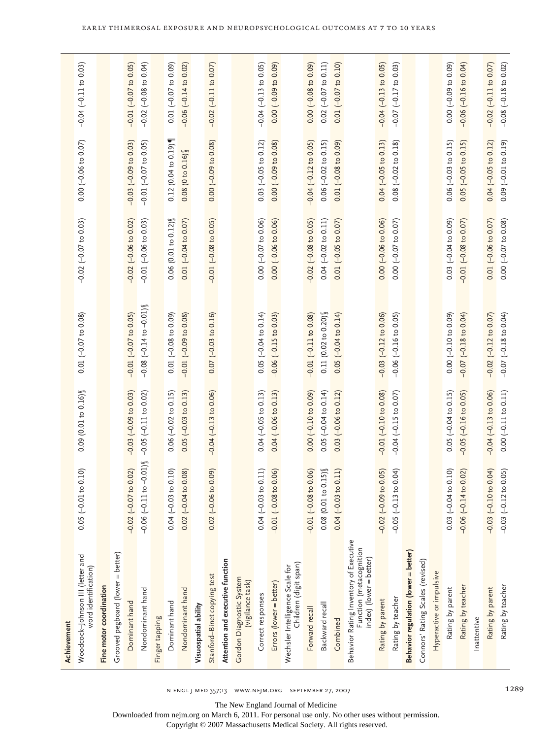| | | | | | | |
|---|---|---|---|---|---|---|
| **Achievement** | | | | | | |
| Woodcock–Johnson III (letter and word identification) | 0.05 (−0.01 to 0.10) | 0.09 (0.01 to 0.16)§ | 0.01 (−0.07 to 0.08) | −0.02 (−0.07 to 0.03) | 0.00 (−0.06 to 0.07) | −0.04 (−0.11 to 0.03) |
| **Fine motor coordination** | | | | | | |
| Grooved pegboard (lower = better) | | | | | | |
| Dominant hand | −0.02 (−0.07 to 0.02) | −0.03 (−0.09 to 0.03) | −0.01 (−0.07 to 0.05) | −0.02 (−0.06 to 0.02) | −0.03 (−0.09 to 0.03) | −0.01 (−0.07 to 0.05) |
| Nondominant hand | −0.06 (−0.11 to −0.01)§ | −0.05 (−0.11 to 0.02) | −0.08 (−0.14 to −0.01)§ | −0.01 (−0.06 to 0.03) | −0.01 (−0.07 to 0.05) | −0.02 (−0.08 to 0.04) |
| Finger tapping | | | | | | |
| Dominant hand | 0.04 (−0.03 to 0.10) | 0.06 (−0.02 to 0.15) | 0.01 (−0.08 to 0.09) | 0.06 (0.01 to 0.12)§ | 0.12 (0.04 to 0.19)¶ | 0.01 (−0.07 to 0.09) |
| Nondominant hand | 0.02 (−0.04 to 0.08) | 0.05 (−0.03 to 0.13) | −0.01 (−0.09 to 0.08) | 0.01 (−0.04 to 0.07) | 0.08 (0 to 0.16)§ | −0.06 (−0.14 to 0.02) |
| **Visuospatial ability** | | | | | | |
| Stanford–Binet copying test | 0.02 (−0.06 to 0.09) | −0.04 (−0.13 to 0.06) | 0.07 (−0.03 to 0.16) | −0.01 (−0.08 to 0.05) | 0.00 (−0.09 to 0.08) | −0.02 (−0.11 to 0.07) |
| **Attention and executive function** | | | | | | |
| Gordon Diagnostic System (vigilance task) | | | | | | |
| Correct responses | 0.04 (−0.03 to 0.11) | 0.04 (−0.05 to 0.13) | 0.05 (−0.04 to 0.14) | 0.00 (−0.07 to 0.06) | 0.03 (−0.05 to 0.12) | −0.04 (−0.13 to 0.05) |
| Errors (lower = better) | −0.01 (−0.08 to 0.06) | 0.04 (−0.06 to 0.13) | −0.06 (−0.15 to 0.03) | 0.00 (−0.06 to 0.06) | 0.00 (−0.09 to 0.08) | 0.00 (−0.09 to 0.09) |
| Wechsler Intelligence Scale for Children (digit span) | | | | | | |
| Forward recall | −0.01 (−0.08 to 0.06) | 0.00 (−0.10 to 0.09) | −0.01 (−0.11 to 0.08) | −0.02 (−0.08 to 0.05) | −0.04 (−0.12 to 0.05) | 0.00 (−0.08 to 0.09) |
| Backward recall | 0.08 (0.01 to 0.15)§ | 0.05 (−0.04 to 0.14) | 0.11 (0.02 to 0.20)§ | 0.04 (−0.02 to 0.11) | 0.06 (−0.02 to 0.15) | 0.02 (−0.07 to 0.11) |
| Combined | 0.04 (−0.03 to 0.11) | 0.03 (−0.06 to 0.12) | 0.05 (−0.04 to 0.14) | 0.01 (−0.05 to 0.07) | 0.01 (−0.08 to 0.09) | 0.01 (−0.07 to 0.10) |
| Behavior Rating Inventory of Executive Function (metacognition index) (lower = better) | | | | | | |
| Rating by parent | −0.02 (−0.09 to 0.05) | −0.01 (−0.10 to 0.08) | −0.03 (−0.12 to 0.06) | 0.00 (−0.06 to 0.06) | 0.04 (−0.05 to 0.13) | −0.04 (−0.13 to 0.05) |
| Rating by teacher | −0.05 (−0.13 to 0.04) | −0.04 (−0.15 to 0.07) | −0.06 (−0.16 to 0.05) | 0.00 (−0.07 to 0.07) | 0.08 (−0.02 to 0.18) | −0.07 (−0.17 to 0.03) |
| **Behavior regulation (lower = better)** | | | | | | |
| Connors' Rating Scales (revised) | | | | | | |
| Hyperactive or impulsive | | | | | | |
| Rating by parent | 0.03 (−0.04 to 0.10) | 0.05 (−0.04 to 0.15) | 0.00 (−0.10 to 0.09) | 0.03 (−0.04 to 0.09) | 0.06 (−0.03 to 0.15) | 0.00 (−0.09 to 0.09) |
| Rating by teacher | −0.06 (−0.14 to 0.02) | −0.05 (−0.16 to 0.05) | −0.07 (−0.18 to 0.04) | −0.01 (−0.08 to 0.07) | 0.05 (−0.05 to 0.15) | −0.06 (−0.16 to 0.04) |
| Inattentive | | | | | | |
| Rating by parent | −0.03 (−0.10 to 0.04) | −0.04 (−0.13 to 0.06) | −0.02 (−0.12 to 0.07) | 0.01 (−0.06 to 0.07) | 0.04 (−0.05 to 0.12) | −0.02 (−0.11 to 0.07) |
| Rating by teacher | −0.03 (−0.12 to 0.05) | 0.00 (−0.11 to 0.11) | −0.07 (−0.18 to 0.04) | 0.00 (−0.07 to 0.08) | 0.09 (−0.01 to 0.19) | −0.08 (−0.18 to 0.02) |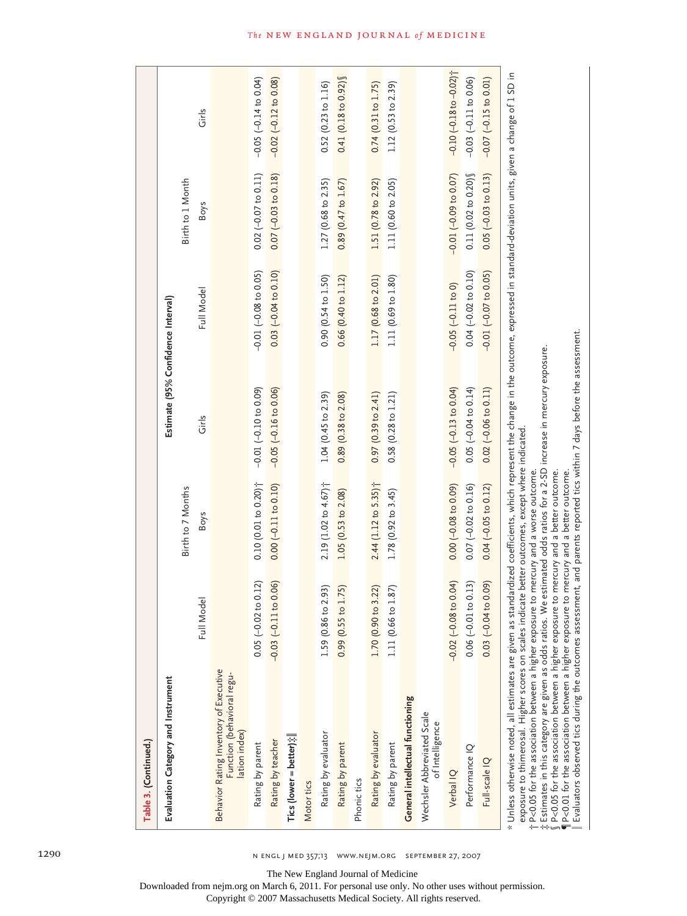**Table 3. (Continued.)**

| Evaluation Category and Instrument | Estimate (95% Confidence Interval) | | | | | |
|---|---|---|---|---|---|---|
| | Birth to 7 Months | | | Birth to 1 Month | | |
| | Full Model | Boys | Girls | Full Model | Boys | Girls |
| Behavior Rating Inventory of Executive Function (behavioral regulation index) | | | | | | |
| Rating by parent | 0.05 (−0.02 to 0.12) | 0.10 (0.01 to 0.20)† | −0.01 (−0.10 to 0.09) | −0.01 (−0.08 to 0.05) | 0.02 (−0.07 to 0.11) | −0.05 (−0.14 to 0.04) |
| Rating by teacher | −0.03 (−0.11 to 0.06) | 0.00 (−0.11 to 0.10) | −0.05 (−0.16 to 0.06) | 0.03 (−0.04 to 0.10) | 0.07 (−0.03 to 0.18) | −0.02 (−0.12 to 0.08) |
| **Tics (lower = better)‡‖** | | | | | | |
| Motor tics | | | | | | |
| Rating by evaluator | 1.59 (0.86 to 2.93) | 2.19 (1.02 to 4.67)† | 1.04 (0.45 to 2.39) | 0.90 (0.54 to 1.50) | 1.27 (0.68 to 2.35) | 0.52 (0.23 to 1.16) |
| Rating by parent | 0.99 (0.55 to 1.75) | 1.05 (0.53 to 2.08) | 0.89 (0.38 to 2.08) | 0.66 (0.40 to 1.12) | 0.89 (0.47 to 1.67) | 0.41 (0.18 to 0.92)§ |
| Phonic tics | | | | | | |
| Rating by evaluator | 1.70 (0.90 to 3.22) | 2.44 (1.12 to 5.35)† | 0.97 (0.39 to 2.41) | 1.17 (0.68 to 2.01) | 1.51 (0.78 to 2.92) | 0.74 (0.31 to 1.75) |
| Rating by parent | 1.11 (0.66 to 1.87) | 1.78 (0.92 to 3.45) | 0.58 (0.28 to 1.21) | 1.11 (0.69 to 1.80) | 1.11 (0.60 to 2.05) | 1.12 (0.53 to 2.39) |
| **General intellectual functioning** | | | | | | |
| Wechsler Abbreviated Scale of Intelligence | | | | | | |
| Verbal IQ | −0.02 (−0.08 to 0.04) | 0.00 (−0.08 to 0.09) | −0.05 (−0.13 to 0.04) | −0.05 (−0.11 to 0) | −0.01 (−0.09 to 0.07) | −0.10 (−0.18 to −0.02)† |
| Performance IQ | 0.06 (−0.01 to 0.13) | 0.07 (−0.02 to 0.16) | 0.05 (−0.04 to 0.14) | 0.04 (−0.02 to 0.10) | 0.11 (0.02 to 0.20)§ | −0.03 (−0.11 to 0.06) |
| Full-scale IQ | 0.03 (−0.04 to 0.09) | 0.04 (−0.05 to 0.12) | 0.02 (−0.06 to 0.11) | −0.01 (−0.07 to 0.05) | 0.05 (−0.03 to 0.13) | −0.07 (−0.15 to 0.01) |

\* Unless otherwise noted, all estimates are given as standardized coefficients, which represent the change in the outcome, expressed in standard-deviation units, given a change of 1 SD in exposure to thimerosal. Higher scores on scales indicate better outcomes, except where indicated.

† P<0.05 for the association between a higher exposure to mercury and a worse outcome.

‡ Estimates in this category are given as odds ratios. We estimated odds ratios for a 2-SD increase in mercury exposure.

§ P<0.05 for the association between a higher exposure to mercury and a better outcome.

¶ P<0.01 for the association between a higher exposure to mercury and a better outcome.

‖ Evaluators observed tics during the outcomes assessment, and parents reported tics within 7 days before the assessment.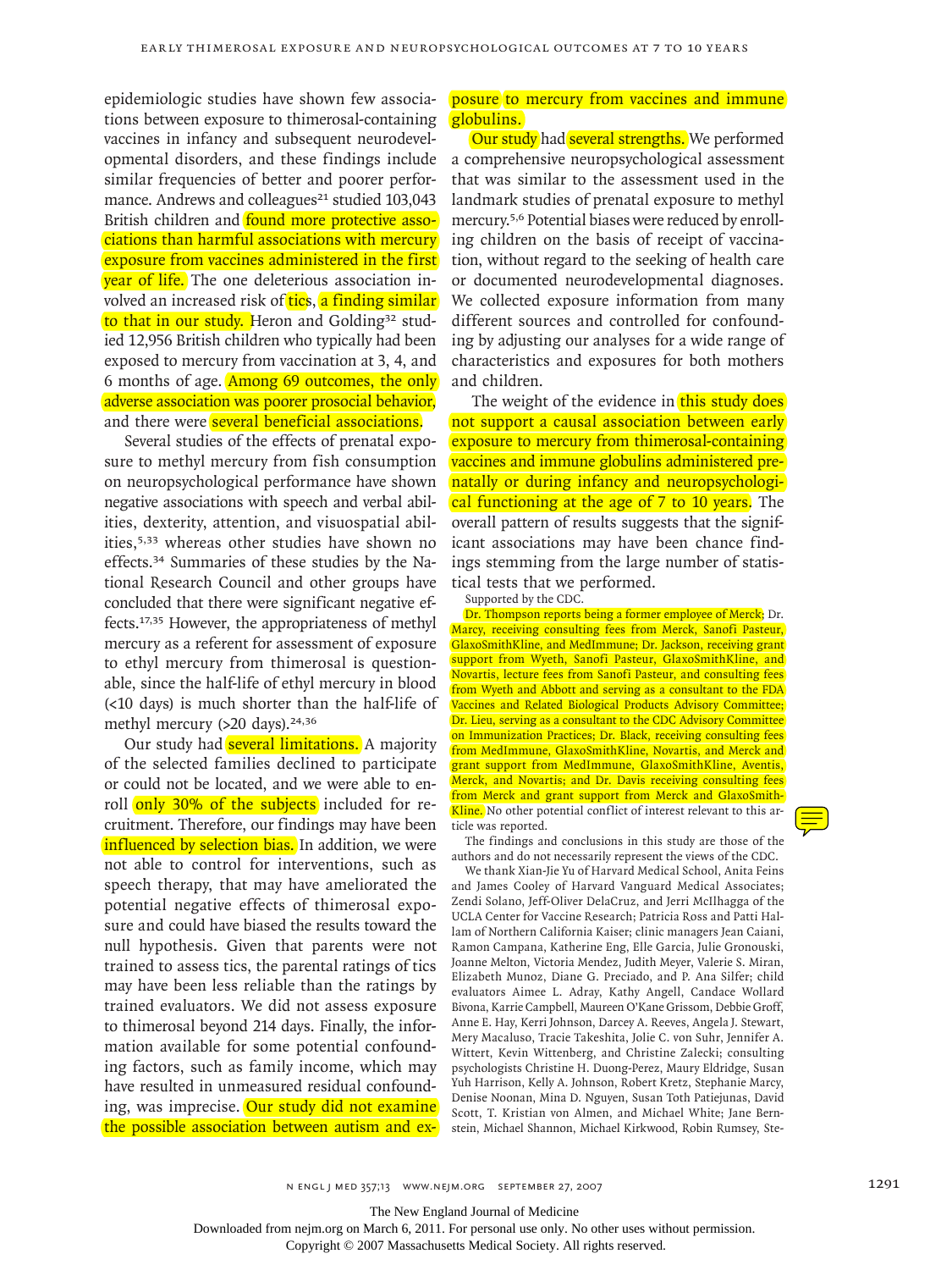epidemiologic studies have shown few associations between exposure to thimerosal-containing vaccines in infancy and subsequent neurodevelopmental disorders, and these findings include similar frequencies of better and poorer performance. Andrews and colleagues[21] studied 103,043 British children and found more protective associations than harmful associations with mercury exposure from vaccines administered in the first year of life. The one deleterious association involved an increased risk of tics, a finding similar to that in our study. Heron and Golding[32] studied 12,956 British children who typically had been exposed to mercury from vaccination at 3, 4, and 6 months of age. Among 69 outcomes, the only adverse association was poorer prosocial behavior, and there were several beneficial associations.

Several studies of the effects of prenatal exposure to methyl mercury from fish consumption on neuropsychological performance have shown negative associations with speech and verbal abilities, dexterity, attention, and visuospatial abilities,[5,33] whereas other studies have shown no effects.[34] Summaries of these studies by the National Research Council and other groups have concluded that there were significant negative effects.[17,35] However, the appropriateness of methyl mercury as a referent for assessment of exposure to ethyl mercury from thimerosal is questionable, since the half-life of ethyl mercury in blood (<10 days) is much shorter than the half-life of methyl mercury (>20 days).[24,36]

Our study had several limitations. A majority of the selected families declined to participate or could not be located, and we were able to enroll only 30% of the subjects included for recruitment. Therefore, our findings may have been influenced by selection bias. In addition, we were not able to control for interventions, such as speech therapy, that may have ameliorated the potential negative effects of thimerosal exposure and could have biased the results toward the null hypothesis. Given that parents were not trained to assess tics, the parental ratings of tics may have been less reliable than the ratings by trained evaluators. We did not assess exposure to thimerosal beyond 214 days. Finally, the information available for some potential confounding factors, such as family income, which may have resulted in unmeasured residual confounding, was imprecise. Our study did not examine the possible association between autism and exposure to mercury from vaccines and immune globulins.

Our study had several strengths. We performed a comprehensive neuropsychological assessment that was similar to the assessment used in the landmark studies of prenatal exposure to methyl mercury.[5,6] Potential biases were reduced by enrolling children on the basis of receipt of vaccination, without regard to the seeking of health care or documented neurodevelopmental diagnoses. We collected exposure information from many different sources and controlled for confounding by adjusting our analyses for a wide range of characteristics and exposures for both mothers and children.

The weight of the evidence in this study does not support a causal association between early exposure to mercury from thimerosal-containing vaccines and immune globulins administered prenatally or during infancy and neuropsychological functioning at the age of 7 to 10 years. The overall pattern of results suggests that the significant associations may have been chance findings stemming from the large number of statistical tests that we performed.

Supported by the CDC.

Dr. Thompson reports being a former employee of Merck; Dr. Marcy, receiving consulting fees from Merck, Sanofi Pasteur, GlaxoSmithKline, and MedImmune; Dr. Jackson, receiving grant support from Wyeth, Sanofi Pasteur, GlaxoSmithKline, and Novartis, lecture fees from Sanofi Pasteur, and consulting fees from Wyeth and Abbott and serving as a consultant to the FDA Vaccines and Related Biological Products Advisory Committee; Dr. Lieu, serving as a consultant to the CDC Advisory Committee on Immunization Practices; Dr. Black, receiving consulting fees from MedImmune, GlaxoSmithKline, Novartis, and Merck and grant support from MedImmune, GlaxoSmithKline, Aventis, Merck, and Novartis; and Dr. Davis receiving consulting fees from Merck and grant support from Merck and GlaxoSmithKline. No other potential conflict of interest relevant to this article was reported.

The findings and conclusions in this study are those of the authors and do not necessarily represent the views of the CDC.

We thank Xian-Jie Yu of Harvard Medical School, Anita Feins and James Cooley of Harvard Vanguard Medical Associates; Zendi Solano, Jeff-Oliver DelaCruz, and Jerri McIlhagga of the UCLA Center for Vaccine Research; Patricia Ross and Patti Hallam of Northern California Kaiser; clinic managers Jean Caiani, Ramon Campana, Katherine Eng, Elle Garcia, Julie Gronouski, Joanne Melton, Victoria Mendez, Judith Meyer, Valerie S. Miran, Elizabeth Munoz, Diane G. Preciado, and P. Ana Silfer; child evaluators Aimee L. Adray, Kathy Angell, Candace Wollard Bivona, Karrie Campbell, Maureen O'Kane Grissom, Debbie Groff, Anne E. Hay, Kerri Johnson, Darcey A. Reeves, Angela J. Stewart, Mery Macaluso, Tracie Takeshita, Jolie C. von Suhr, Jennifer A. Wittert, Kevin Wittenberg, and Christine Zalecki; consulting psychologists Christine H. Duong-Perez, Maury Eldridge, Susan Yuh Harrison, Kelly A. Johnson, Robert Kretz, Stephanie Marcy, Denise Noonan, Mina D. Nguyen, Susan Toth Patiejunas, David Scott, T. Kristian von Almen, and Michael White; Jane Bernstein, Michael Shannon, Michael Kirkwood, Robin Rumsey, Ste-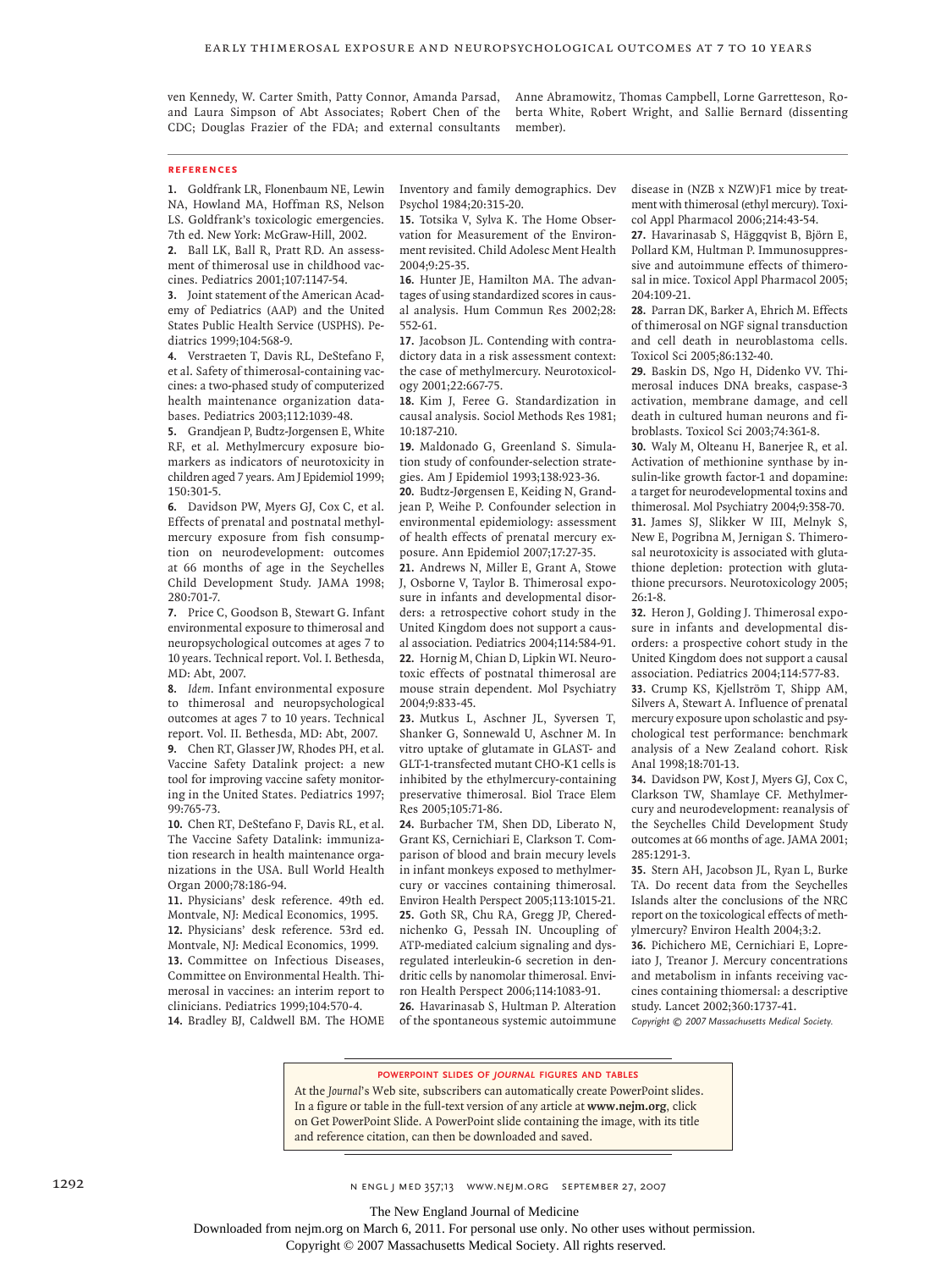ven Kennedy, W. Carter Smith, Patty Connor, Amanda Parsad, and Laura Simpson of Abt Associates; Robert Chen of the CDC; Douglas Frazier of the FDA; and external consultants Anne Abramowitz, Thomas Campbell, Lorne Garretteson, Roberta White, Robert Wright, and Sallie Bernard (dissenting member).

## References

1. Goldfrank LR, Flonenbaum NE, Lewin NA, Howland MA, Hoffman RS, Nelson LS. Goldfrank's toxicologic emergencies. 7th ed. New York: McGraw-Hill, 2002.
2. Ball LK, Ball R, Pratt RD. An assessment of thimerosal use in childhood vaccines. Pediatrics 2001;107:1147-54.
3. Joint statement of the American Academy of Pediatrics (AAP) and the United States Public Health Service (USPHS). Pediatrics 1999;104:568-9.
4. Verstraeten T, Davis RL, DeStefano F, et al. Safety of thimerosal-containing vaccines: a two-phased study of computerized health maintenance organization databases. Pediatrics 2003;112:1039-48.
5. Grandjean P, Budtz-Jorgensen E, White RF, et al. Methylmercury exposure biomarkers as indicators of neurotoxicity in children aged 7 years. Am J Epidemiol 1999; 150:301-5.
6. Davidson PW, Myers GJ, Cox C, et al. Effects of prenatal and postnatal methylmercury exposure from fish consumption on neurodevelopment: outcomes at 66 months of age in the Seychelles Child Development Study. JAMA 1998; 280:701-7.
7. Price C, Goodson B, Stewart G. Infant environmental exposure to thimerosal and neuropsychological outcomes at ages 7 to 10 years. Technical report. Vol. I. Bethesda, MD: Abt, 2007.
8. *Idem*. Infant environmental exposure to thimerosal and neuropsychological outcomes at ages 7 to 10 years. Technical report. Vol. II. Bethesda, MD: Abt, 2007.
9. Chen RT, Glasser JW, Rhodes PH, et al. Vaccine Safety Datalink project: a new tool for improving vaccine safety monitoring in the United States. Pediatrics 1997; 99:765-73.
10. Chen RT, DeStefano F, Davis RL, et al. The Vaccine Safety Datalink: immunization research in health maintenance organizations in the USA. Bull World Health Organ 2000;78:186-94.
11. Physicians' desk reference. 49th ed. Montvale, NJ: Medical Economics, 1995.
12. Physicians' desk reference. 53rd ed. Montvale, NJ: Medical Economics, 1999.
13. Committee on Infectious Diseases, Committee on Environmental Health. Thimerosal in vaccines: an interim report to clinicians. Pediatrics 1999;104:570-4.
14. Bradley BJ, Caldwell BM. The HOME Inventory and family demographics. Dev Psychol 1984;20:315-20.
15. Totsika V, Sylva K. The Home Observation for Measurement of the Environment revisited. Child Adolesc Ment Health 2004;9:25-35.
16. Hunter JE, Hamilton MA. The advantages of using standardized scores in causal analysis. Hum Commun Res 2002;28: 552-61.
17. Jacobson JL. Contending with contradictory data in a risk assessment context: the case of methylmercury. Neurotoxicology 2001;22:667-75.
18. Kim J, Feree G. Standardization in causal analysis. Sociol Methods Res 1981; 10:187-210.
19. Maldonado G, Greenland S. Simulation study of confounder-selection strategies. Am J Epidemiol 1993;138:923-36.
20. Budtz-Jørgensen E, Keiding N, Grandjean P, Weihe P. Confounder selection in environmental epidemiology: assessment of health effects of prenatal mercury exposure. Ann Epidemiol 2007;17:27-35.
21. Andrews N, Miller E, Grant A, Stowe J, Osborne V, Taylor B. Thimerosal exposure in infants and developmental disorders: a retrospective cohort study in the United Kingdom does not support a causal association. Pediatrics 2004;114:584-91.
22. Hornig M, Chian D, Lipkin WI. Neurotoxic effects of postnatal thimerosal are mouse strain dependent. Mol Psychiatry 2004;9:833-45.
23. Mutkus L, Aschner JL, Syversen T, Shanker G, Sonnewald U, Aschner M. In vitro uptake of glutamate in GLAST- and GLT-1-transfected mutant CHO-K1 cells is inhibited by the ethylmercury-containing preservative thimerosal. Biol Trace Elem Res 2005;105:71-86.
24. Burbacher TM, Shen DD, Liberato N, Grant KS, Cernichiari E, Clarkson T. Comparison of blood and brain mecury levels in infant monkeys exposed to methylmercury or vaccines containing thimerosal. Environ Health Perspect 2005;113:1015-21.
25. Goth SR, Chu RA, Gregg JP, Cherednichenko G, Pessah IN. Uncoupling of ATP-mediated calcium signaling and dysregulated interleukin-6 secretion in dendritic cells by nanomolar thimerosal. Environ Health Perspect 2006;114:1083-91.
26. Havarinasab S, Hultman P. Alteration of the spontaneous systemic autoimmune disease in (NZB x NZW)F1 mice by treatment with thimerosal (ethyl mercury). Toxicol Appl Pharmacol 2006;214:43-54.
27. Havarinasab S, Häggqvist B, Björn E, Pollard KM, Hultman P. Immunosuppressive and autoimmune effects of thimerosal in mice. Toxicol Appl Pharmacol 2005; 204:109-21.
28. Parran DK, Barker A, Ehrich M. Effects of thimerosal on NGF signal transduction and cell death in neuroblastoma cells. Toxicol Sci 2005;86:132-40.
29. Baskin DS, Ngo H, Didenko VV. Thimerosal induces DNA breaks, caspase-3 activation, membrane damage, and cell death in cultured human neurons and fibroblasts. Toxicol Sci 2003;74:361-8.
30. Waly M, Olteanu H, Banerjee R, et al. Activation of methionine synthase by insulin-like growth factor-1 and dopamine: a target for neurodevelopmental toxins and thimerosal. Mol Psychiatry 2004;9:358-70.
31. James SJ, Slikker W III, Melnyk S, New E, Pogribna M, Jernigan S. Thimerosal neurotoxicity is associated with glutathione depletion: protection with glutathione precursors. Neurotoxicology 2005; 26:1-8.
32. Heron J, Golding J. Thimerosal exposure in infants and developmental disorders: a prospective cohort study in the United Kingdom does not support a causal association. Pediatrics 2004;114:577-83.
33. Crump KS, Kjellström T, Shipp AM, Silvers A, Stewart A. Influence of prenatal mercury exposure upon scholastic and psychological test performance: benchmark analysis of a New Zealand cohort. Risk Anal 1998;18:701-13.
34. Davidson PW, Kost J, Myers GJ, Cox C, Clarkson TW, Shamlaye CF. Methylmercury and neurodevelopment: reanalysis of the Seychelles Child Development Study outcomes at 66 months of age. JAMA 2001; 285:1291-3.
35. Stern AH, Jacobson JL, Ryan L, Burke TA. Do recent data from the Seychelles Islands alter the conclusions of the NRC report on the toxicological effects of methylmercury? Environ Health 2004;3:2.
36. Pichichero ME, Cernichiari E, Lopreiato J, Treanor J. Mercury concentrations and metabolism in infants receiving vaccines containing thiomersal: a descriptive study. Lancet 2002;360:1737-41.

*Copyright © 2007 Massachusetts Medical Society.*

**POWERPOINT SLIDES OF *JOURNAL* FIGURES AND TABLES**

At the *Journal*'s Web site, subscribers can automatically create PowerPoint slides. In a figure or table in the full-text version of any article at **www.nejm.org**, click on Get PowerPoint Slide. A PowerPoint slide containing the image, with its title and reference citation, can then be downloaded and saved.